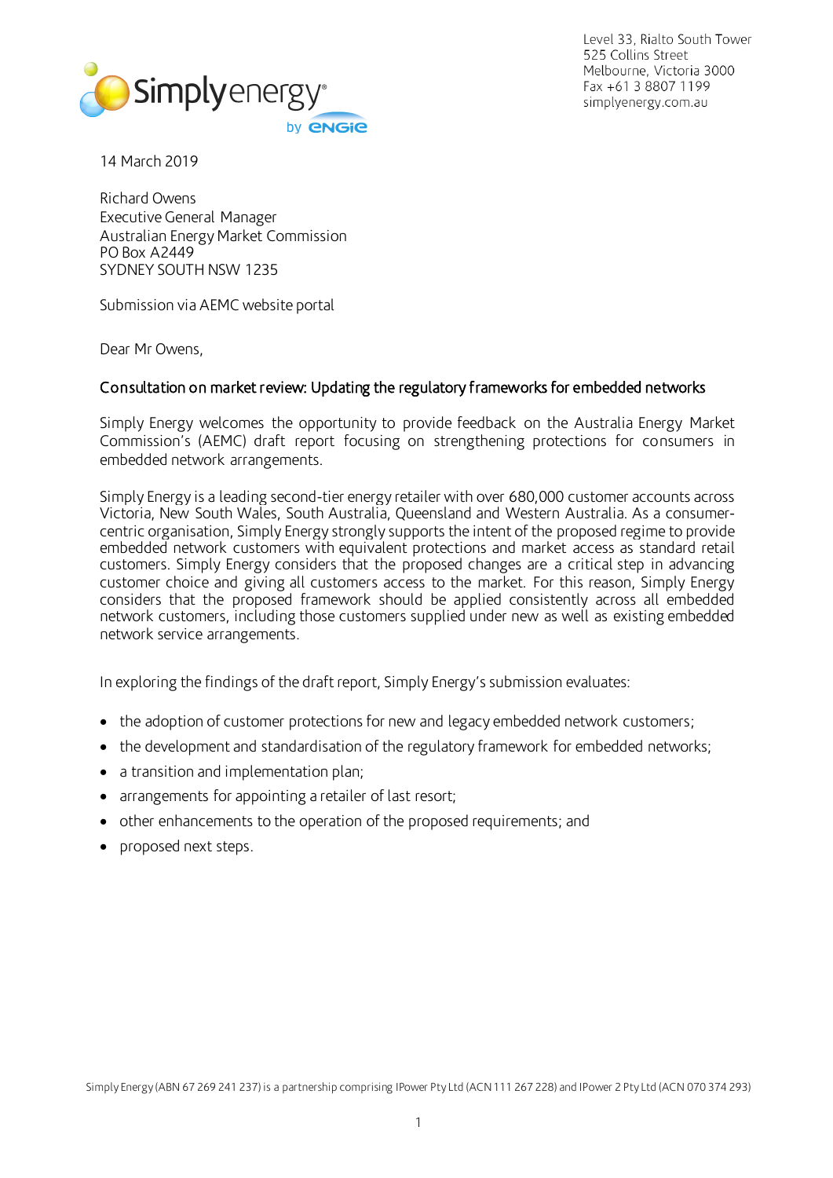Level 33, Rialto South Tower
525 Collins Street
Melbourne, Victoria 3000
Fax +61 3 8807 1199
simplyenergy.com.au

14 March 2019

Richard Owens
Executive General Manager
Australian Energy Market Commission
PO Box A2449
SYDNEY SOUTH NSW 1235

Submission via AEMC website portal

Dear Mr Owens,

**Consultation on market review: Updating the regulatory frameworks for embedded networks**

Simply Energy welcomes the opportunity to provide feedback on the Australia Energy Market Commission's (AEMC) draft report focusing on strengthening protections for consumers in embedded network arrangements.

Simply Energy is a leading second-tier energy retailer with over 680,000 customer accounts across Victoria, New South Wales, South Australia, Queensland and Western Australia. As a consumer-centric organisation, Simply Energy strongly supports the intent of the proposed regime to provide embedded network customers with equivalent protections and market access as standard retail customers. Simply Energy considers that the proposed changes are a critical step in advancing customer choice and giving all customers access to the market. For this reason, Simply Energy considers that the proposed framework should be applied consistently across all embedded network customers, including those customers supplied under new as well as existing embedded network service arrangements.

In exploring the findings of the draft report, Simply Energy's submission evaluates:

- the adoption of customer protections for new and legacy embedded network customers;
- the development and standardisation of the regulatory framework for embedded networks;
- a transition and implementation plan;
- arrangements for appointing a retailer of last resort;
- other enhancements to the operation of the proposed requirements; and
- proposed next steps.

Simply Energy (ABN 67 269 241 237) is a partnership comprising IPower Pty Ltd (ACN 111 267 228) and IPower 2 Pty Ltd (ACN 070 374 293)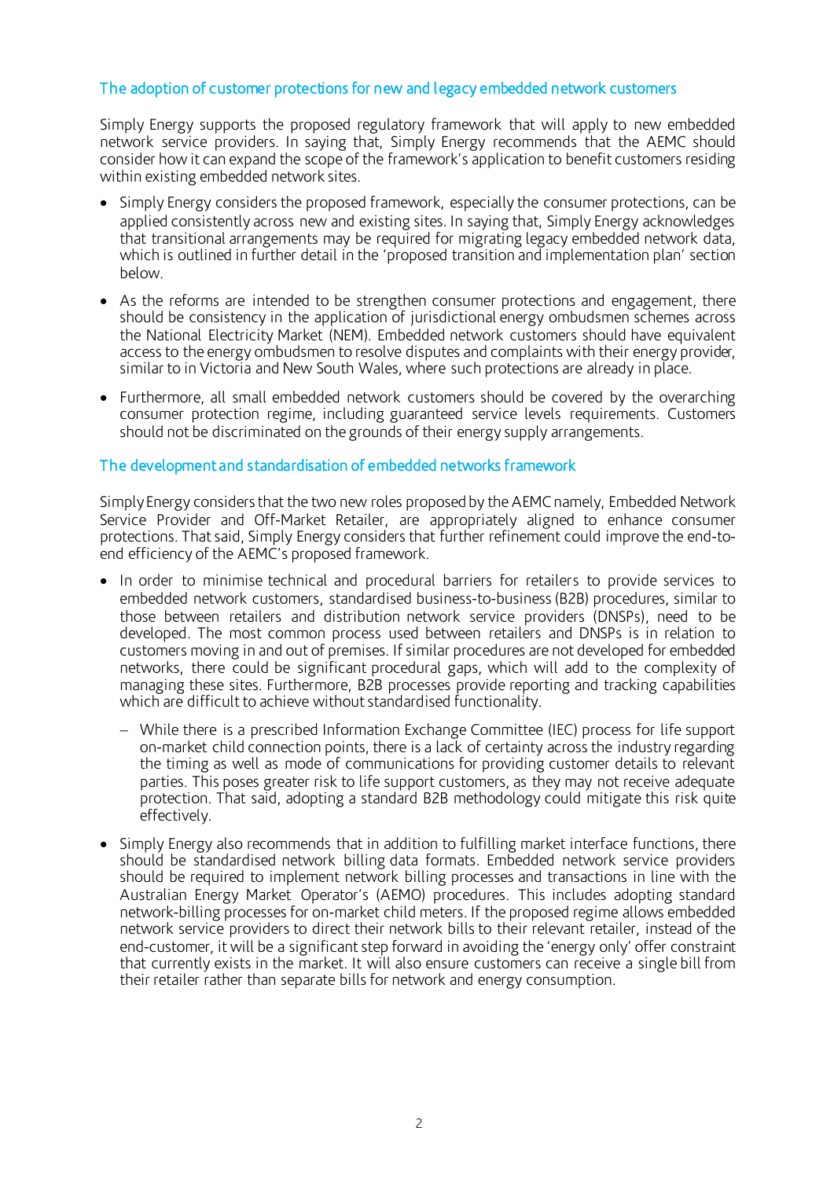### The adoption of customer protections for new and legacy embedded network customers

Simply Energy supports the proposed regulatory framework that will apply to new embedded network service providers. In saying that, Simply Energy recommends that the AEMC should consider how it can expand the scope of the framework's application to benefit customers residing within existing embedded network sites.

- Simply Energy considers the proposed framework, especially the consumer protections, can be applied consistently across new and existing sites. In saying that, Simply Energy acknowledges that transitional arrangements may be required for migrating legacy embedded network data, which is outlined in further detail in the 'proposed transition and implementation plan' section below.
- As the reforms are intended to be strengthen consumer protections and engagement, there should be consistency in the application of jurisdictional energy ombudsmen schemes across the National Electricity Market (NEM). Embedded network customers should have equivalent access to the energy ombudsmen to resolve disputes and complaints with their energy provider, similar to in Victoria and New South Wales, where such protections are already in place.
- Furthermore, all small embedded network customers should be covered by the overarching consumer protection regime, including guaranteed service levels requirements. Customers should not be discriminated on the grounds of their energy supply arrangements.

### The development and standardisation of embedded networks framework

Simply Energy considers that the two new roles proposed by the AEMC namely, Embedded Network Service Provider and Off-Market Retailer, are appropriately aligned to enhance consumer protections. That said, Simply Energy considers that further refinement could improve the end-to-end efficiency of the AEMC's proposed framework.

- In order to minimise technical and procedural barriers for retailers to provide services to embedded network customers, standardised business-to-business (B2B) procedures, similar to those between retailers and distribution network service providers (DNSPs), need to be developed. The most common process used between retailers and DNSPs is in relation to customers moving in and out of premises. If similar procedures are not developed for embedded networks, there could be significant procedural gaps, which will add to the complexity of managing these sites. Furthermore, B2B processes provide reporting and tracking capabilities which are difficult to achieve without standardised functionality.
  - While there is a prescribed Information Exchange Committee (IEC) process for life support on-market child connection points, there is a lack of certainty across the industry regarding the timing as well as mode of communications for providing customer details to relevant parties. This poses greater risk to life support customers, as they may not receive adequate protection. That said, adopting a standard B2B methodology could mitigate this risk quite effectively.
- Simply Energy also recommends that in addition to fulfilling market interface functions, there should be standardised network billing data formats. Embedded network service providers should be required to implement network billing processes and transactions in line with the Australian Energy Market Operator's (AEMO) procedures. This includes adopting standard network-billing processes for on-market child meters. If the proposed regime allows embedded network service providers to direct their network bills to their relevant retailer, instead of the end-customer, it will be a significant step forward in avoiding the 'energy only' offer constraint that currently exists in the market. It will also ensure customers can receive a single bill from their retailer rather than separate bills for network and energy consumption.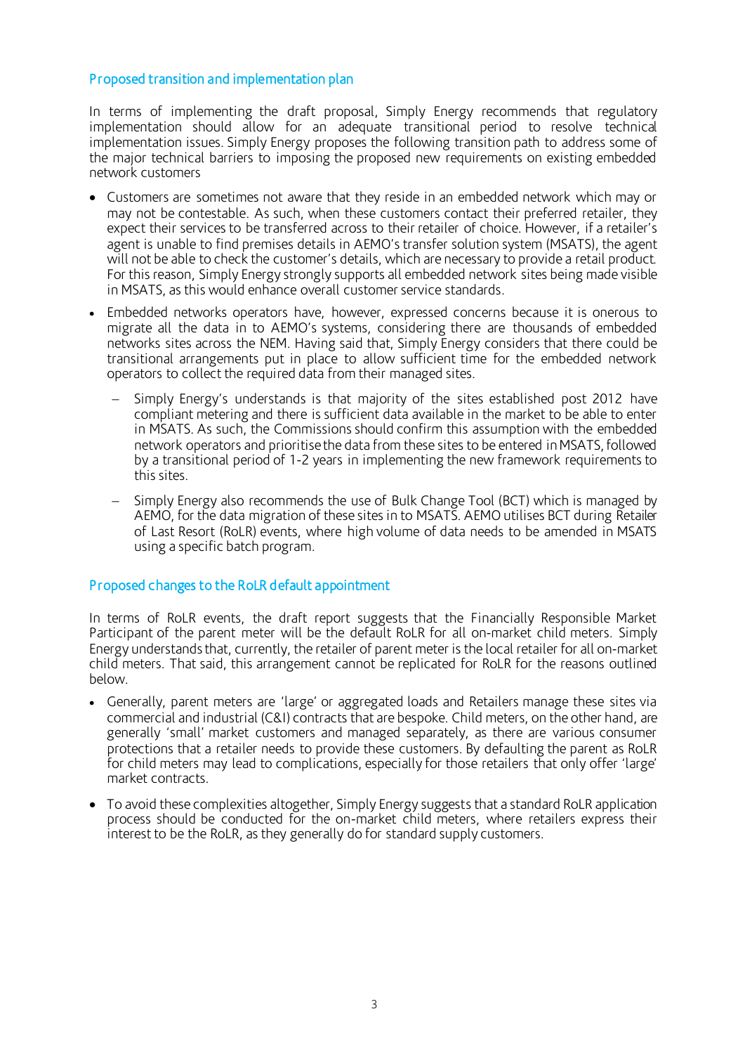## Proposed transition and implementation plan

In terms of implementing the draft proposal, Simply Energy recommends that regulatory implementation should allow for an adequate transitional period to resolve technical implementation issues. Simply Energy proposes the following transition path to address some of the major technical barriers to imposing the proposed new requirements on existing embedded network customers

- Customers are sometimes not aware that they reside in an embedded network which may or may not be contestable. As such, when these customers contact their preferred retailer, they expect their services to be transferred across to their retailer of choice. However, if a retailer's agent is unable to find premises details in AEMO's transfer solution system (MSATS), the agent will not be able to check the customer's details, which are necessary to provide a retail product. For this reason, Simply Energy strongly supports all embedded network sites being made visible in MSATS, as this would enhance overall customer service standards.
- Embedded networks operators have, however, expressed concerns because it is onerous to migrate all the data in to AEMO's systems, considering there are thousands of embedded networks sites across the NEM. Having said that, Simply Energy considers that there could be transitional arrangements put in place to allow sufficient time for the embedded network operators to collect the required data from their managed sites.
  - Simply Energy's understands is that majority of the sites established post 2012 have compliant metering and there is sufficient data available in the market to be able to enter in MSATS. As such, the Commissions should confirm this assumption with the embedded network operators and prioritise the data from these sites to be entered in MSATS, followed by a transitional period of 1-2 years in implementing the new framework requirements to this sites.
  - Simply Energy also recommends the use of Bulk Change Tool (BCT) which is managed by AEMO, for the data migration of these sites in to MSATS. AEMO utilises BCT during Retailer of Last Resort (RoLR) events, where high volume of data needs to be amended in MSATS using a specific batch program.

## Proposed changes to the RoLR default appointment

In terms of RoLR events, the draft report suggests that the Financially Responsible Market Participant of the parent meter will be the default RoLR for all on-market child meters. Simply Energy understands that, currently, the retailer of parent meter is the local retailer for all on-market child meters. That said, this arrangement cannot be replicated for RoLR for the reasons outlined below.

- Generally, parent meters are 'large' or aggregated loads and Retailers manage these sites via commercial and industrial (C&I) contracts that are bespoke. Child meters, on the other hand, are generally 'small' market customers and managed separately, as there are various consumer protections that a retailer needs to provide these customers. By defaulting the parent as RoLR for child meters may lead to complications, especially for those retailers that only offer 'large' market contracts.
- To avoid these complexities altogether, Simply Energy suggests that a standard RoLR application process should be conducted for the on-market child meters, where retailers express their interest to be the RoLR, as they generally do for standard supply customers.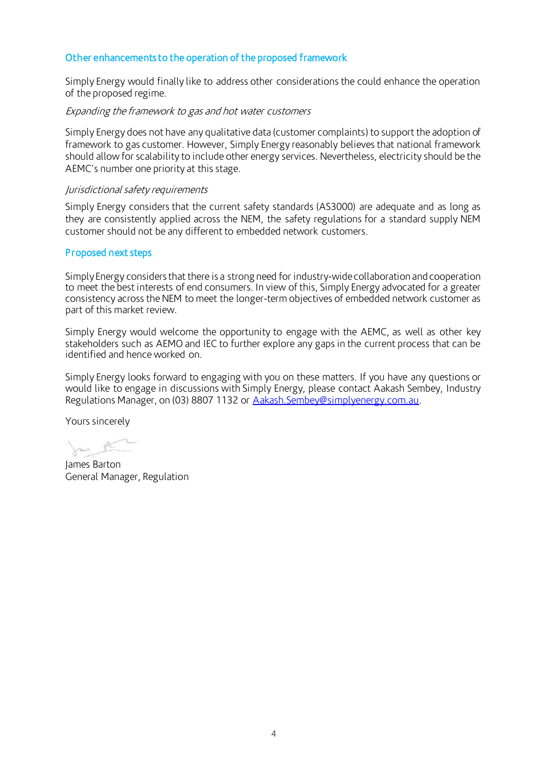## Other enhancements to the operation of the proposed framework

Simply Energy would finally like to address other considerations the could enhance the operation of the proposed regime.

*Expanding the framework to gas and hot water customers*

Simply Energy does not have any qualitative data (customer complaints) to support the adoption of framework to gas customer. However, Simply Energy reasonably believes that national framework should allow for scalability to include other energy services. Nevertheless, electricity should be the AEMC's number one priority at this stage.

*Jurisdictional safety requirements*

Simply Energy considers that the current safety standards (AS3000) are adequate and as long as they are consistently applied across the NEM, the safety regulations for a standard supply NEM customer should not be any different to embedded network customers.

## Proposed next steps

Simply Energy considers that there is a strong need for industry-wide collaboration and cooperation to meet the best interests of end consumers. In view of this, Simply Energy advocated for a greater consistency across the NEM to meet the longer-term objectives of embedded network customer as part of this market review.

Simply Energy would welcome the opportunity to engage with the AEMC, as well as other key stakeholders such as AEMO and IEC to further explore any gaps in the current process that can be identified and hence worked on.

Simply Energy looks forward to engaging with you on these matters. If you have any questions or would like to engage in discussions with Simply Energy, please contact Aakash Sembey, Industry Regulations Manager, on (03) 8807 1132 or Aakash.Sembey@simplyenergy.com.au.

Yours sincerely

James Barton
General Manager, Regulation